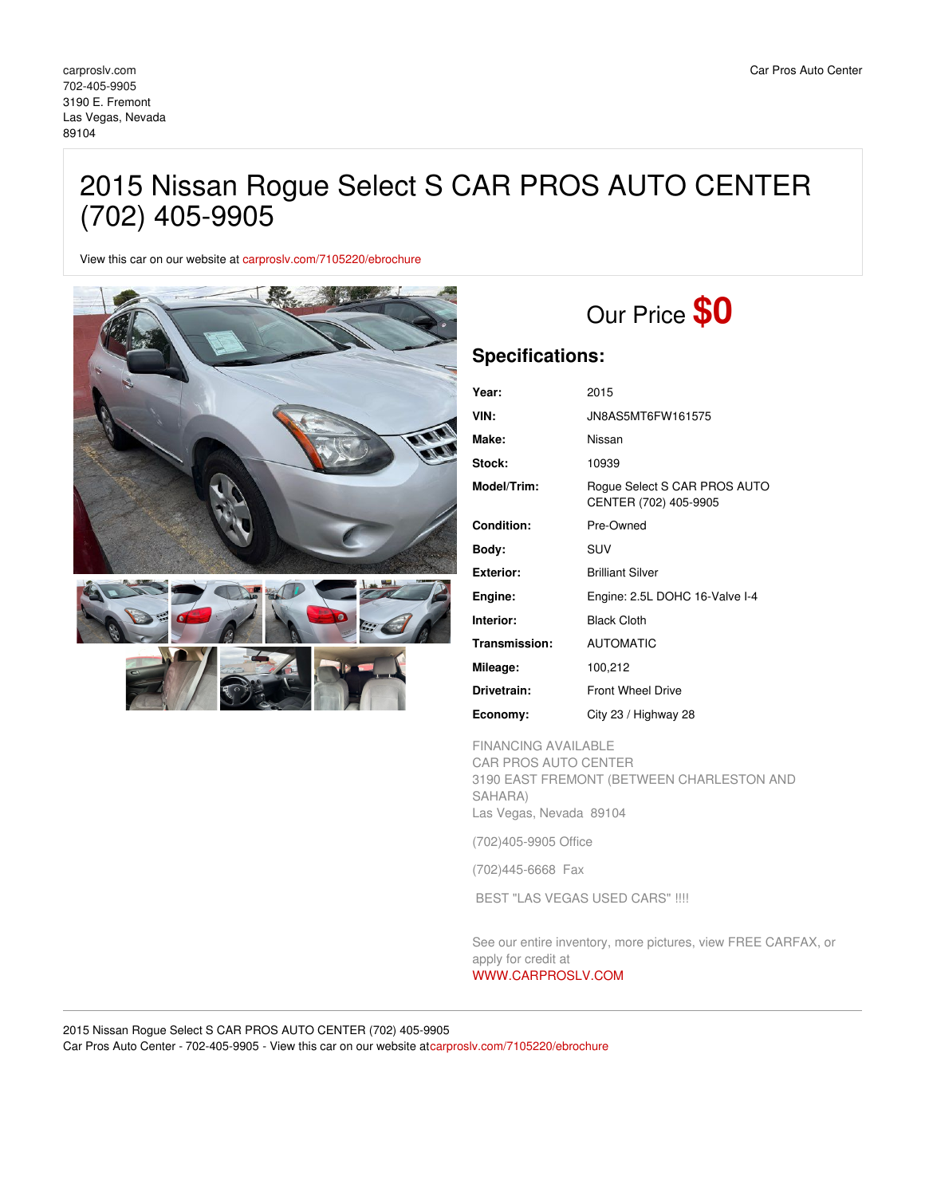carproslv.com
702-405-9905
3190 E. Fremont
Las Vegas, Nevada
89104

Car Pros Auto Center

# 2015 Nissan Rogue Select S CAR PROS AUTO CENTER (702) 405-9905

View this car on our website at carproslv.com/7105220/ebrochure

Our Price **$0**

## Specifications:

| | |
|---|---|
| **Year:** | 2015 |
| **VIN:** | JN8AS5MT6FW161575 |
| **Make:** | Nissan |
| **Stock:** | 10939 |
| **Model/Trim:** | Rogue Select S CAR PROS AUTO CENTER (702) 405-9905 |
| **Condition:** | Pre-Owned |
| **Body:** | SUV |
| **Exterior:** | Brilliant Silver |
| **Engine:** | Engine: 2.5L DOHC 16-Valve I-4 |
| **Interior:** | Black Cloth |
| **Transmission:** | AUTOMATIC |
| **Mileage:** | 100,212 |
| **Drivetrain:** | Front Wheel Drive |
| **Economy:** | City 23 / Highway 28 |

FINANCING AVAILABLE
CAR PROS AUTO CENTER
3190 EAST FREMONT (BETWEEN CHARLESTON AND SAHARA)
Las Vegas, Nevada 89104

(702)405-9905 Office

(702)445-6668 Fax

BEST "LAS VEGAS USED CARS" !!!!

See our entire inventory, more pictures, view FREE CARFAX, or apply for credit at
WWW.CARPROSLV.COM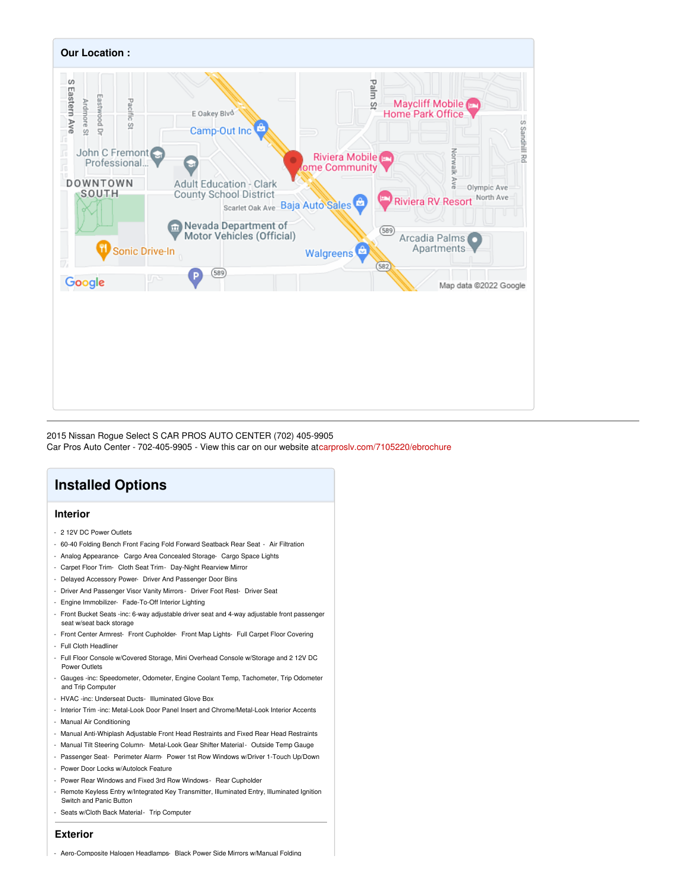## Our Location :

2015 Nissan Rogue Select S CAR PROS AUTO CENTER (702) 405-9905
Car Pros Auto Center - 702-405-9905 - View this car on our website atcarproslv.com/7105220/ebrochure

# Installed Options

## Interior

- 2 12V DC Power Outlets
- 60-40 Folding Bench Front Facing Fold Forward Seatback Rear Seat - Air Filtration
- Analog Appearance- Cargo Area Concealed Storage- Cargo Space Lights
- Carpet Floor Trim- Cloth Seat Trim- Day-Night Rearview Mirror
- Delayed Accessory Power- Driver And Passenger Door Bins
- Driver And Passenger Visor Vanity Mirrors - Driver Foot Rest- Driver Seat
- Engine Immobilizer- Fade-To-Off Interior Lighting
- Front Bucket Seats -inc: 6-way adjustable driver seat and 4-way adjustable front passenger seat w/seat back storage
- Front Center Armrest- Front Cupholder- Front Map Lights- Full Carpet Floor Covering
- Full Cloth Headliner
- Full Floor Console w/Covered Storage, Mini Overhead Console w/Storage and 2 12V DC Power Outlets
- Gauges -inc: Speedometer, Odometer, Engine Coolant Temp, Tachometer, Trip Odometer and Trip Computer
- HVAC -inc: Underseat Ducts- Illuminated Glove Box
- Interior Trim -inc: Metal-Look Door Panel Insert and Chrome/Metal-Look Interior Accents
- Manual Air Conditioning
- Manual Anti-Whiplash Adjustable Front Head Restraints and Fixed Rear Head Restraints
- Manual Tilt Steering Column- Metal-Look Gear Shifter Material- Outside Temp Gauge
- Passenger Seat- Perimeter Alarm- Power 1st Row Windows w/Driver 1-Touch Up/Down
- Power Door Locks w/Autolock Feature
- Power Rear Windows and Fixed 3rd Row Windows- Rear Cupholder
- Remote Keyless Entry w/Integrated Key Transmitter, Illuminated Entry, Illuminated Ignition Switch and Panic Button
- Seats w/Cloth Back Material- Trip Computer

## Exterior

- Aero-Composite Halogen Headlamps- Black Power Side Mirrors w/Manual Folding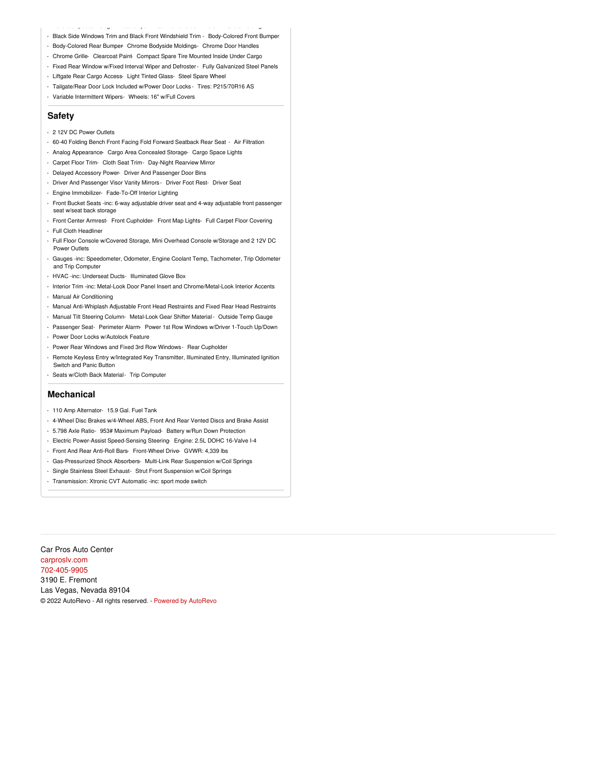- Black Side Windows Trim and Black Front Windshield Trim - Body-Colored Front Bumper
- Body-Colored Rear Bumper - Chrome Bodyside Moldings - Chrome Door Handles
- Chrome Grille - Clearcoat Paint - Compact Spare Tire Mounted Inside Under Cargo
- Fixed Rear Window w/Fixed Interval Wiper and Defroster - Fully Galvanized Steel Panels
- Liftgate Rear Cargo Access - Light Tinted Glass - Steel Spare Wheel
- Tailgate/Rear Door Lock Included w/Power Door Locks - Tires: P215/70R16 AS
- Variable Intermittent Wipers - Wheels: 16" w/Full Covers

## Safety

- 2 12V DC Power Outlets
- 60-40 Folding Bench Front Facing Fold Forward Seatback Rear Seat - Air Filtration
- Analog Appearance - Cargo Area Concealed Storage - Cargo Space Lights
- Carpet Floor Trim - Cloth Seat Trim - Day-Night Rearview Mirror
- Delayed Accessory Power - Driver And Passenger Door Bins
- Driver And Passenger Visor Vanity Mirrors - Driver Foot Rest - Driver Seat
- Engine Immobilizer - Fade-To-Off Interior Lighting
- Front Bucket Seats -inc: 6-way adjustable driver seat and 4-way adjustable front passenger seat w/seat back storage
- Front Center Armrest - Front Cupholder - Front Map Lights - Full Carpet Floor Covering
- Full Cloth Headliner
- Full Floor Console w/Covered Storage, Mini Overhead Console w/Storage and 2 12V DC Power Outlets
- Gauges -inc: Speedometer, Odometer, Engine Coolant Temp, Tachometer, Trip Odometer and Trip Computer
- HVAC -inc: Underseat Ducts - Illuminated Glove Box
- Interior Trim -inc: Metal-Look Door Panel Insert and Chrome/Metal-Look Interior Accents
- Manual Air Conditioning
- Manual Anti-Whiplash Adjustable Front Head Restraints and Fixed Rear Head Restraints
- Manual Tilt Steering Column - Metal-Look Gear Shifter Material - Outside Temp Gauge
- Passenger Seat - Perimeter Alarm - Power 1st Row Windows w/Driver 1-Touch Up/Down
- Power Door Locks w/Autolock Feature
- Power Rear Windows and Fixed 3rd Row Windows - Rear Cupholder
- Remote Keyless Entry w/Integrated Key Transmitter, Illuminated Entry, Illuminated Ignition Switch and Panic Button
- Seats w/Cloth Back Material - Trip Computer

## Mechanical

- 110 Amp Alternator - 15.9 Gal. Fuel Tank
- 4-Wheel Disc Brakes w/4-Wheel ABS, Front And Rear Vented Discs and Brake Assist
- 5.798 Axle Ratio - 953# Maximum Payload - Battery w/Run Down Protection
- Electric Power-Assist Speed-Sensing Steering - Engine: 2.5L DOHC 16-Valve I-4
- Front And Rear Anti-Roll Bars - Front-Wheel Drive - GVWR: 4,339 lbs
- Gas-Pressurized Shock Absorbers - Multi-Link Rear Suspension w/Coil Springs
- Single Stainless Steel Exhaust - Strut Front Suspension w/Coil Springs
- Transmission: Xtronic CVT Automatic -inc: sport mode switch

Car Pros Auto Center
carproslv.com
702-405-9905
3190 E. Fremont
Las Vegas, Nevada 89104
© 2022 AutoRevo - All rights reserved. - Powered by AutoRevo